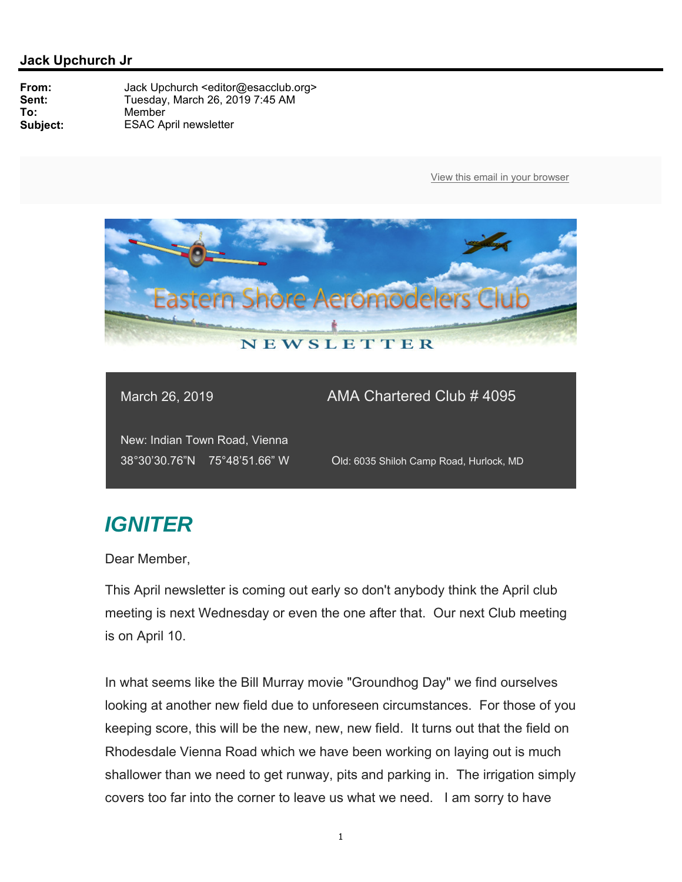**Jack Upchurch Jr**

**From:** Jack Upchurch <editor@esacclub.org>
**Sent:** Tuesday, March 26, 2019 7:45 AM
**To:** Member
**Subject:** ESAC April newsletter

View this email in your browser

Eastern Shore Aeromodelers Club

NEWSLETTER

| | |
|---|---|
| March 26, 2019 | AMA Chartered Club # 4095 |
| New: Indian Town Road, Vienna<br>38°30'30.76"N 75°48'51.66" W | Old: 6035 Shiloh Camp Road, Hurlock, MD |

## *IGNITER*

Dear Member,

This April newsletter is coming out early so don't anybody think the April club meeting is next Wednesday or even the one after that. Our next Club meeting is on April 10.

In what seems like the Bill Murray movie "Groundhog Day" we find ourselves looking at another new field due to unforeseen circumstances. For those of you keeping score, this will be the new, new, new field. It turns out that the field on Rhodesdale Vienna Road which we have been working on laying out is much shallower than we need to get runway, pits and parking in. The irrigation simply covers too far into the corner to leave us what we need. I am sorry to have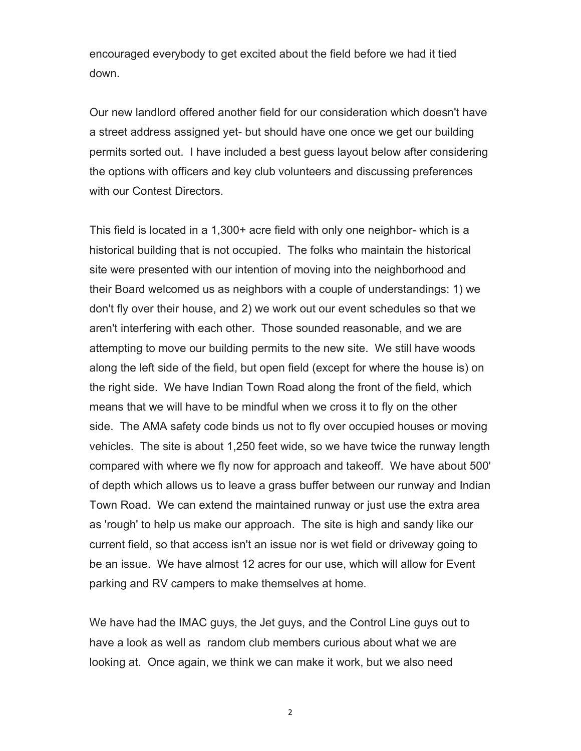encouraged everybody to get excited about the field before we had it tied down.

Our new landlord offered another field for our consideration which doesn't have a street address assigned yet- but should have one once we get our building permits sorted out. I have included a best guess layout below after considering the options with officers and key club volunteers and discussing preferences with our Contest Directors.

This field is located in a 1,300+ acre field with only one neighbor- which is a historical building that is not occupied. The folks who maintain the historical site were presented with our intention of moving into the neighborhood and their Board welcomed us as neighbors with a couple of understandings: 1) we don't fly over their house, and 2) we work out our event schedules so that we aren't interfering with each other. Those sounded reasonable, and we are attempting to move our building permits to the new site. We still have woods along the left side of the field, but open field (except for where the house is) on the right side. We have Indian Town Road along the front of the field, which means that we will have to be mindful when we cross it to fly on the other side. The AMA safety code binds us not to fly over occupied houses or moving vehicles. The site is about 1,250 feet wide, so we have twice the runway length compared with where we fly now for approach and takeoff. We have about 500' of depth which allows us to leave a grass buffer between our runway and Indian Town Road. We can extend the maintained runway or just use the extra area as 'rough' to help us make our approach. The site is high and sandy like our current field, so that access isn't an issue nor is wet field or driveway going to be an issue. We have almost 12 acres for our use, which will allow for Event parking and RV campers to make themselves at home.

We have had the IMAC guys, the Jet guys, and the Control Line guys out to have a look as well as random club members curious about what we are looking at. Once again, we think we can make it work, but we also need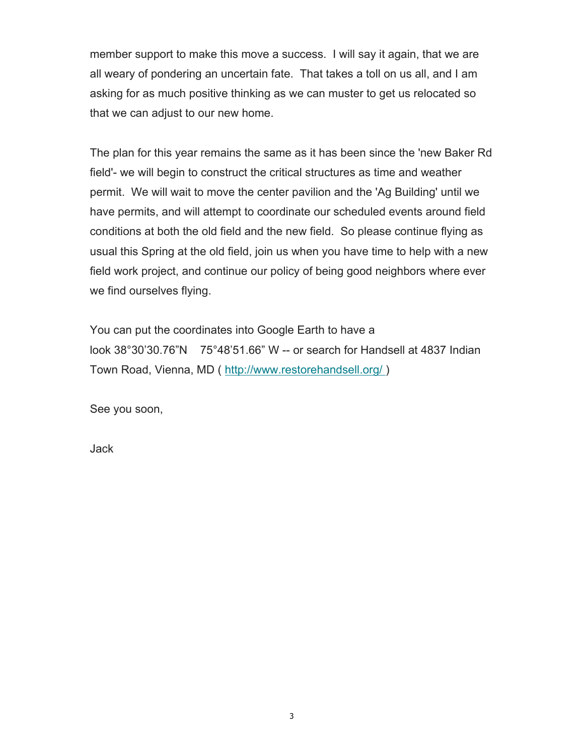member support to make this move a success. I will say it again, that we are all weary of pondering an uncertain fate. That takes a toll on us all, and I am asking for as much positive thinking as we can muster to get us relocated so that we can adjust to our new home.

The plan for this year remains the same as it has been since the 'new Baker Rd field'- we will begin to construct the critical structures as time and weather permit. We will wait to move the center pavilion and the 'Ag Building' until we have permits, and will attempt to coordinate our scheduled events around field conditions at both the old field and the new field. So please continue flying as usual this Spring at the old field, join us when you have time to help with a new field work project, and continue our policy of being good neighbors where ever we find ourselves flying.

You can put the coordinates into Google Earth to have a look 38°30'30.76"N 75°48'51.66" W -- or search for Handsell at 4837 Indian Town Road, Vienna, MD ( [http://www.restorehandsell.org/](http://www.restorehandsell.org/) )

See you soon,

Jack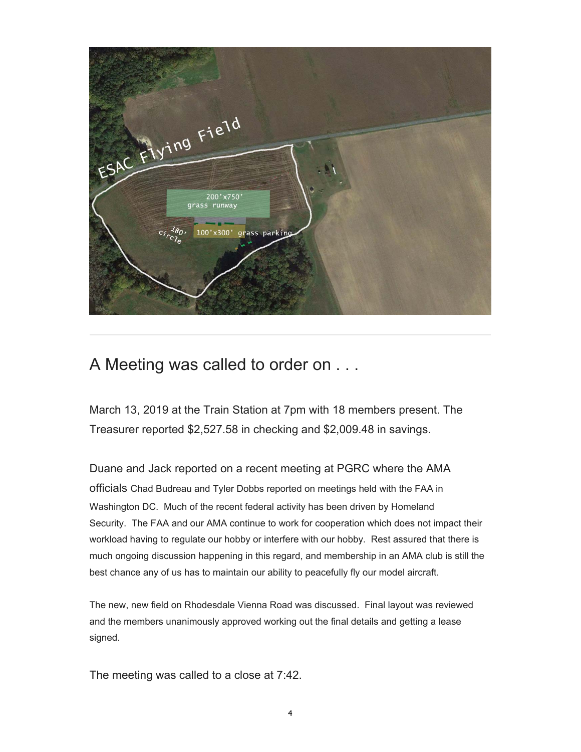ESAC Flying Field

200'x750' grass runway

180' circle

100'x300' grass parking

## A Meeting was called to order on . . .

March 13, 2019 at the Train Station at 7pm with 18 members present. The Treasurer reported $2,527.58 in checking and $2,009.48 in savings.

Duane and Jack reported on a recent meeting at PGRC where the AMA officials Chad Budreau and Tyler Dobbs reported on meetings held with the FAA in Washington DC. Much of the recent federal activity has been driven by Homeland Security. The FAA and our AMA continue to work for cooperation which does not impact their workload having to regulate our hobby or interfere with our hobby. Rest assured that there is much ongoing discussion happening in this regard, and membership in an AMA club is still the best chance any of us has to maintain our ability to peacefully fly our model aircraft.

The new, new field on Rhodesdale Vienna Road was discussed. Final layout was reviewed and the members unanimously approved working out the final details and getting a lease signed.

The meeting was called to a close at 7:42.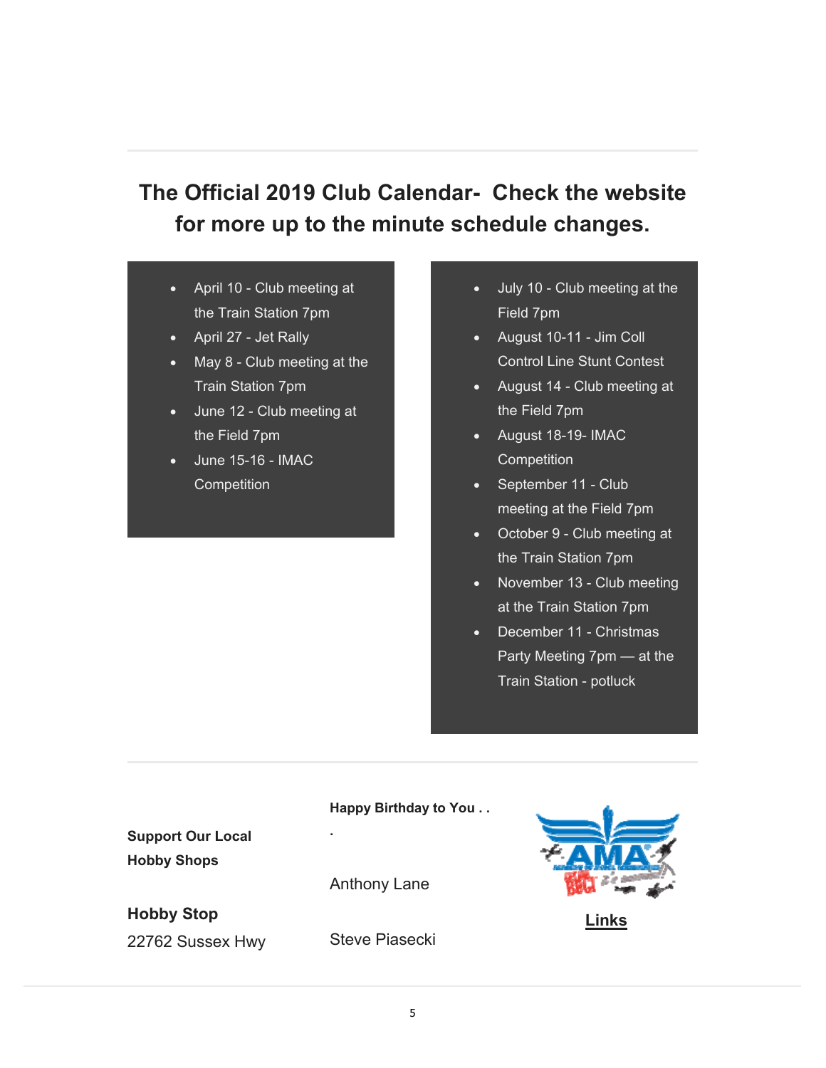## The Official 2019 Club Calendar- Check the website for more up to the minute schedule changes.

- April 10 - Club meeting at the Train Station 7pm
- April 27 - Jet Rally
- May 8 - Club meeting at the Train Station 7pm
- June 12 - Club meeting at the Field 7pm
- June 15-16 - IMAC Competition

- July 10 - Club meeting at the Field 7pm
- August 10-11 - Jim Coll Control Line Stunt Contest
- August 14 - Club meeting at the Field 7pm
- August 18-19- IMAC Competition
- September 11 - Club meeting at the Field 7pm
- October 9 - Club meeting at the Train Station 7pm
- November 13 - Club meeting at the Train Station 7pm
- December 11 - Christmas Party Meeting 7pm — at the Train Station - potluck

**Support Our Local Hobby Shops**

**Hobby Stop**

22762 Sussex Hwy

**Happy Birthday to You . . .**

Anthony Lane

Steve Piasecki

**Links**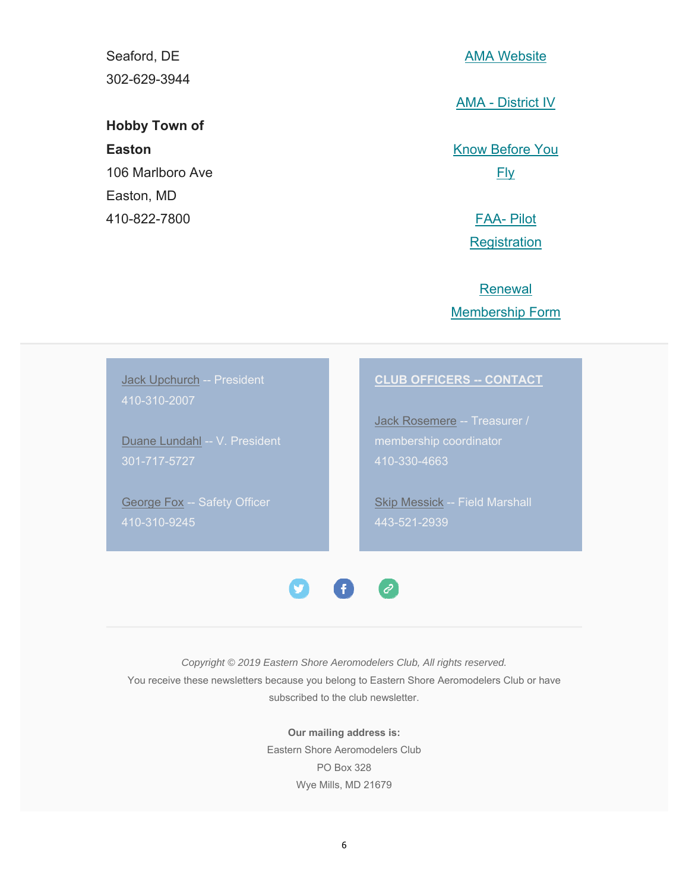Seaford, DE
302-629-3944

**Hobby Town of Easton**
106 Marlboro Ave
Easton, MD
410-822-7800

AMA Website

AMA - District IV

Know Before You Fly

FAA- Pilot Registration

Renewal Membership Form

Jack Upchurch -- President
410-310-2007

Duane Lundahl -- V. President
301-717-5727

George Fox -- Safety Officer
410-310-9245

**CLUB OFFICERS -- CONTACT**

Jack Rosemere -- Treasurer / membership coordinator
410-330-4663

Skip Messick -- Field Marshall
443-521-2939

*Copyright © 2019 Eastern Shore Aeromodelers Club, All rights reserved.*
You receive these newsletters because you belong to Eastern Shore Aeromodelers Club or have subscribed to the club newsletter.

**Our mailing address is:**
Eastern Shore Aeromodelers Club
PO Box 328
Wye Mills, MD 21679